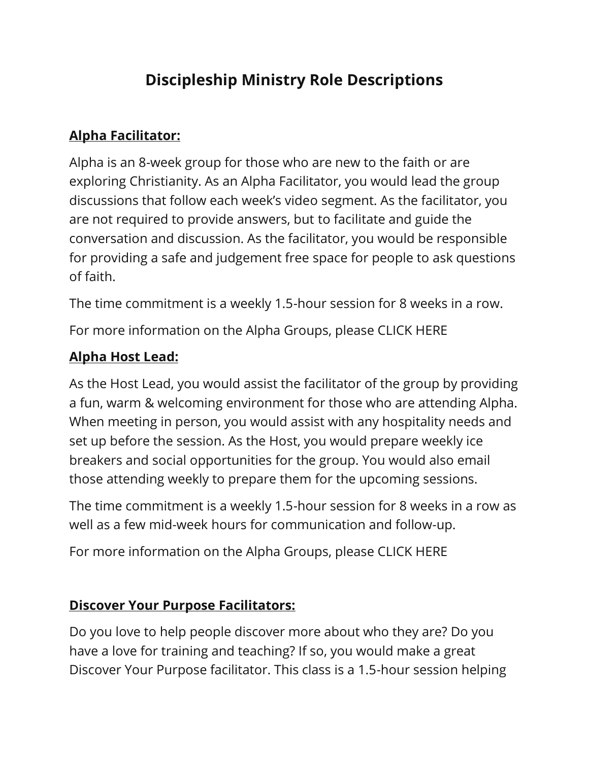# Discipleship Ministry Role Descriptions

**Alpha Facilitator:**

Alpha is an 8-week group for those who are new to the faith or are exploring Christianity. As an Alpha Facilitator, you would lead the group discussions that follow each week's video segment. As the facilitator, you are not required to provide answers, but to facilitate and guide the conversation and discussion. As the facilitator, you would be responsible for providing a safe and judgement free space for people to ask questions of faith.

The time commitment is a weekly 1.5-hour session for 8 weeks in a row.

For more information on the Alpha Groups, please CLICK HERE

**Alpha Host Lead:**

As the Host Lead, you would assist the facilitator of the group by providing a fun, warm & welcoming environment for those who are attending Alpha. When meeting in person, you would assist with any hospitality needs and set up before the session. As the Host, you would prepare weekly ice breakers and social opportunities for the group. You would also email those attending weekly to prepare them for the upcoming sessions.

The time commitment is a weekly 1.5-hour session for 8 weeks in a row as well as a few mid-week hours for communication and follow-up.

For more information on the Alpha Groups, please CLICK HERE

**Discover Your Purpose Facilitators:**

Do you love to help people discover more about who they are? Do you have a love for training and teaching? If so, you would make a great Discover Your Purpose facilitator. This class is a 1.5-hour session helping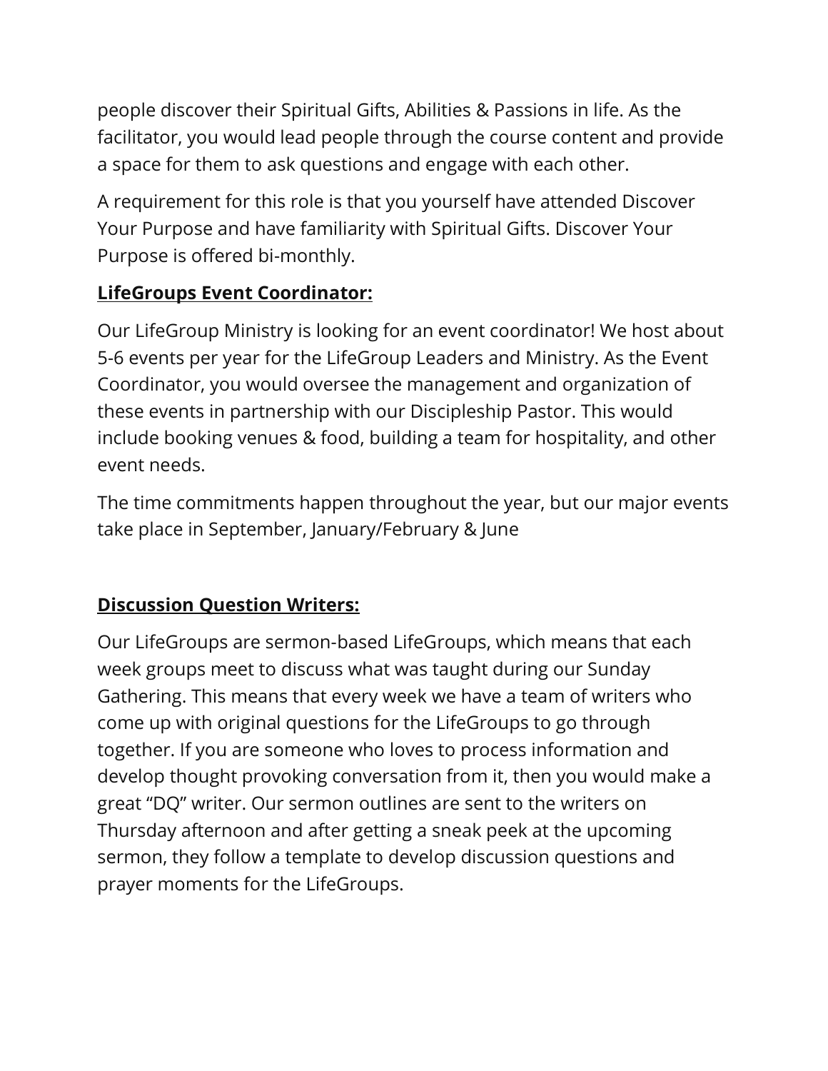people discover their Spiritual Gifts, Abilities & Passions in life. As the facilitator, you would lead people through the course content and provide a space for them to ask questions and engage with each other.

A requirement for this role is that you yourself have attended Discover Your Purpose and have familiarity with Spiritual Gifts. Discover Your Purpose is offered bi-monthly.

**LifeGroups Event Coordinator:**

Our LifeGroup Ministry is looking for an event coordinator! We host about 5-6 events per year for the LifeGroup Leaders and Ministry. As the Event Coordinator, you would oversee the management and organization of these events in partnership with our Discipleship Pastor. This would include booking venues & food, building a team for hospitality, and other event needs.

The time commitments happen throughout the year, but our major events take place in September, January/February & June

**Discussion Question Writers:**

Our LifeGroups are sermon-based LifeGroups, which means that each week groups meet to discuss what was taught during our Sunday Gathering. This means that every week we have a team of writers who come up with original questions for the LifeGroups to go through together. If you are someone who loves to process information and develop thought provoking conversation from it, then you would make a great "DQ" writer. Our sermon outlines are sent to the writers on Thursday afternoon and after getting a sneak peek at the upcoming sermon, they follow a template to develop discussion questions and prayer moments for the LifeGroups.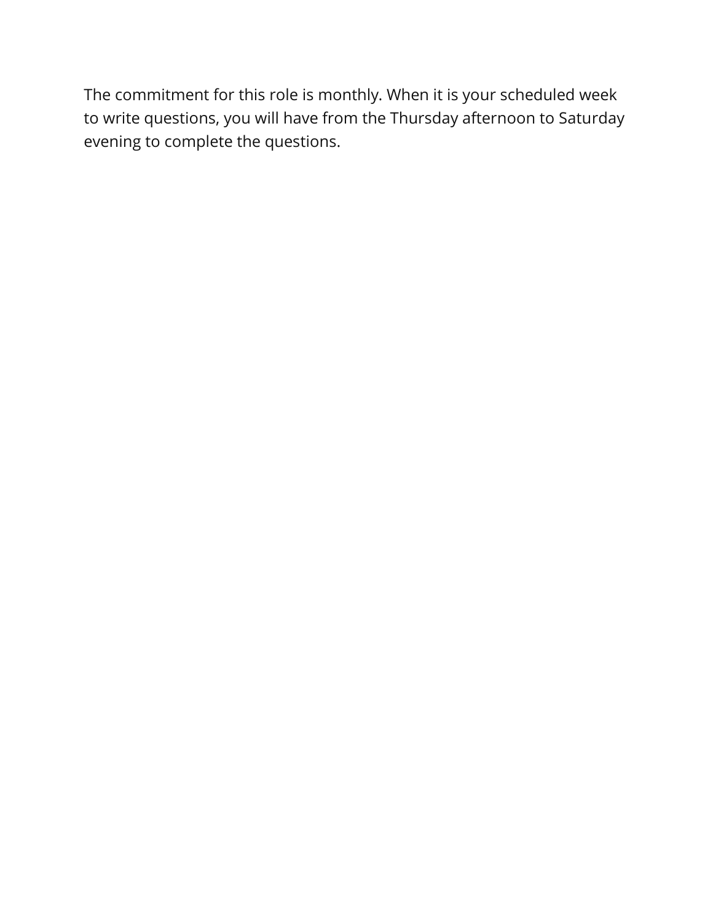The commitment for this role is monthly. When it is your scheduled week to write questions, you will have from the Thursday afternoon to Saturday evening to complete the questions.